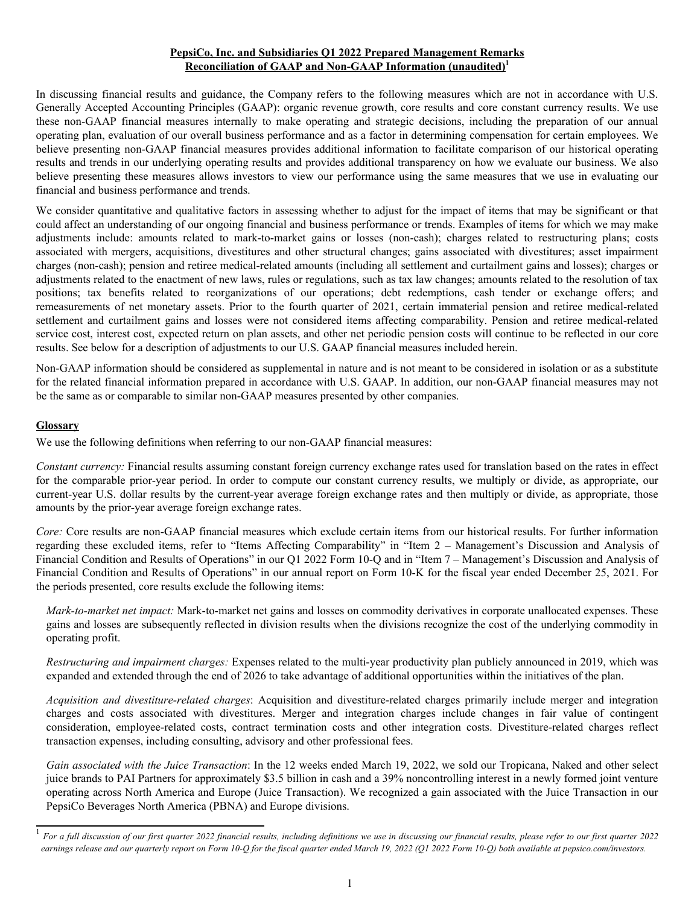**PepsiCo, Inc. and Subsidiaries Q1 2022 Prepared Management Remarks**
**Reconciliation of GAAP and Non-GAAP Information (unaudited)[1]**

In discussing financial results and guidance, the Company refers to the following measures which are not in accordance with U.S. Generally Accepted Accounting Principles (GAAP): organic revenue growth, core results and core constant currency results. We use these non-GAAP financial measures internally to make operating and strategic decisions, including the preparation of our annual operating plan, evaluation of our overall business performance and as a factor in determining compensation for certain employees. We believe presenting non-GAAP financial measures provides additional information to facilitate comparison of our historical operating results and trends in our underlying operating results and provides additional transparency on how we evaluate our business. We also believe presenting these measures allows investors to view our performance using the same measures that we use in evaluating our financial and business performance and trends.

We consider quantitative and qualitative factors in assessing whether to adjust for the impact of items that may be significant or that could affect an understanding of our ongoing financial and business performance or trends. Examples of items for which we may make adjustments include: amounts related to mark-to-market gains or losses (non-cash); charges related to restructuring plans; costs associated with mergers, acquisitions, divestitures and other structural changes; gains associated with divestitures; asset impairment charges (non-cash); pension and retiree medical-related amounts (including all settlement and curtailment gains and losses); charges or adjustments related to the enactment of new laws, rules or regulations, such as tax law changes; amounts related to the resolution of tax positions; tax benefits related to reorganizations of our operations; debt redemptions, cash tender or exchange offers; and remeasurements of net monetary assets. Prior to the fourth quarter of 2021, certain immaterial pension and retiree medical-related settlement and curtailment gains and losses were not considered items affecting comparability. Pension and retiree medical-related service cost, interest cost, expected return on plan assets, and other net periodic pension costs will continue to be reflected in our core results. See below for a description of adjustments to our U.S. GAAP financial measures included herein.

Non-GAAP information should be considered as supplemental in nature and is not meant to be considered in isolation or as a substitute for the related financial information prepared in accordance with U.S. GAAP. In addition, our non-GAAP financial measures may not be the same as or comparable to similar non-GAAP measures presented by other companies.

## Glossary

We use the following definitions when referring to our non-GAAP financial measures:

*Constant currency:* Financial results assuming constant foreign currency exchange rates used for translation based on the rates in effect for the comparable prior-year period. In order to compute our constant currency results, we multiply or divide, as appropriate, our current-year U.S. dollar results by the current-year average foreign exchange rates and then multiply or divide, as appropriate, those amounts by the prior-year average foreign exchange rates.

*Core:* Core results are non-GAAP financial measures which exclude certain items from our historical results. For further information regarding these excluded items, refer to "Items Affecting Comparability" in "Item 2 – Management's Discussion and Analysis of Financial Condition and Results of Operations" in our Q1 2022 Form 10-Q and in "Item 7 – Management's Discussion and Analysis of Financial Condition and Results of Operations" in our annual report on Form 10-K for the fiscal year ended December 25, 2021. For the periods presented, core results exclude the following items:

> *Mark-to-market net impact:* Mark-to-market net gains and losses on commodity derivatives in corporate unallocated expenses. These gains and losses are subsequently reflected in division results when the divisions recognize the cost of the underlying commodity in operating profit.
>
> *Restructuring and impairment charges:* Expenses related to the multi-year productivity plan publicly announced in 2019, which was expanded and extended through the end of 2026 to take advantage of additional opportunities within the initiatives of the plan.
>
> *Acquisition and divestiture-related charges*: Acquisition and divestiture-related charges primarily include merger and integration charges and costs associated with divestitures. Merger and integration charges include changes in fair value of contingent consideration, employee-related costs, contract termination costs and other integration costs. Divestiture-related charges reflect transaction expenses, including consulting, advisory and other professional fees.
>
> *Gain associated with the Juice Transaction*: In the 12 weeks ended March 19, 2022, we sold our Tropicana, Naked and other select juice brands to PAI Partners for approximately $3.5 billion in cash and a 39% noncontrolling interest in a newly formed joint venture operating across North America and Europe (Juice Transaction). We recognized a gain associated with the Juice Transaction in our PepsiCo Beverages North America (PBNA) and Europe divisions.

---

[1] *For a full discussion of our first quarter 2022 financial results, including definitions we use in discussing our financial results, please refer to our first quarter 2022 earnings release and our quarterly report on Form 10-Q for the fiscal quarter ended March 19, 2022 (Q1 2022 Form 10-Q) both available at pepsico.com/investors.*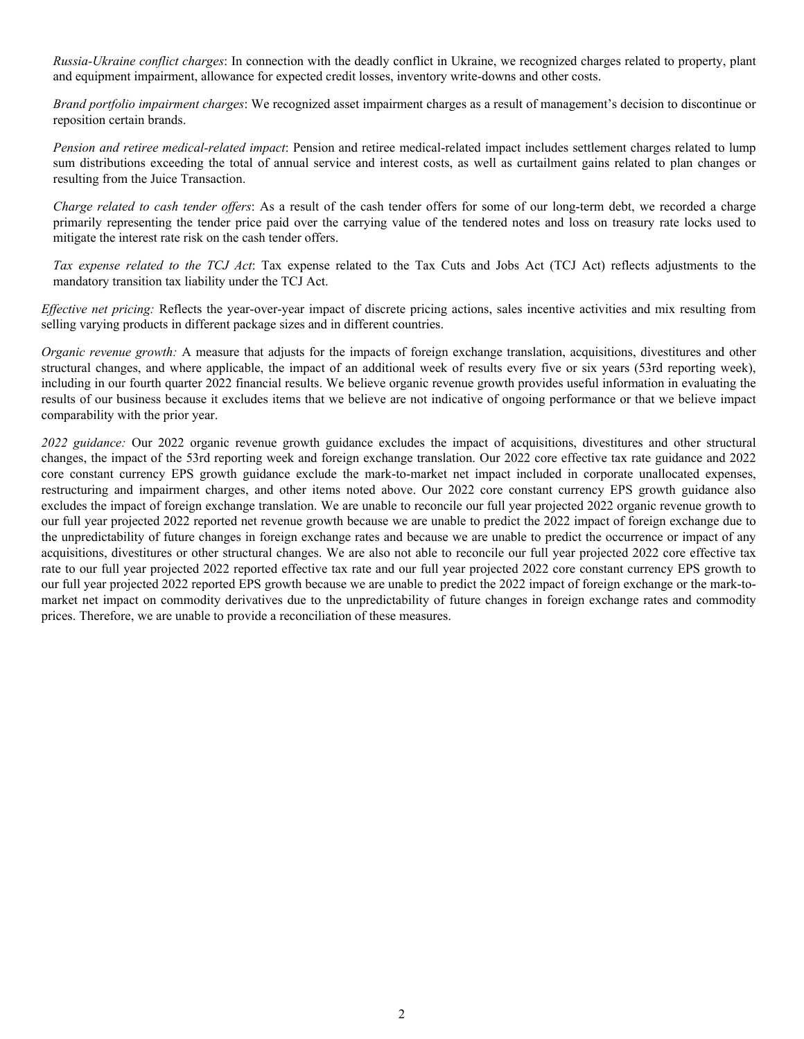*Russia-Ukraine conflict charges*: In connection with the deadly conflict in Ukraine, we recognized charges related to property, plant and equipment impairment, allowance for expected credit losses, inventory write-downs and other costs.

*Brand portfolio impairment charges*: We recognized asset impairment charges as a result of management's decision to discontinue or reposition certain brands.

*Pension and retiree medical-related impact*: Pension and retiree medical-related impact includes settlement charges related to lump sum distributions exceeding the total of annual service and interest costs, as well as curtailment gains related to plan changes or resulting from the Juice Transaction.

*Charge related to cash tender offers*: As a result of the cash tender offers for some of our long-term debt, we recorded a charge primarily representing the tender price paid over the carrying value of the tendered notes and loss on treasury rate locks used to mitigate the interest rate risk on the cash tender offers.

*Tax expense related to the TCJ Act*: Tax expense related to the Tax Cuts and Jobs Act (TCJ Act) reflects adjustments to the mandatory transition tax liability under the TCJ Act.

*Effective net pricing:* Reflects the year-over-year impact of discrete pricing actions, sales incentive activities and mix resulting from selling varying products in different package sizes and in different countries.

*Organic revenue growth:* A measure that adjusts for the impacts of foreign exchange translation, acquisitions, divestitures and other structural changes, and where applicable, the impact of an additional week of results every five or six years (53rd reporting week), including in our fourth quarter 2022 financial results. We believe organic revenue growth provides useful information in evaluating the results of our business because it excludes items that we believe are not indicative of ongoing performance or that we believe impact comparability with the prior year.

*2022 guidance:* Our 2022 organic revenue growth guidance excludes the impact of acquisitions, divestitures and other structural changes, the impact of the 53rd reporting week and foreign exchange translation. Our 2022 core effective tax rate guidance and 2022 core constant currency EPS growth guidance exclude the mark-to-market net impact included in corporate unallocated expenses, restructuring and impairment charges, and other items noted above. Our 2022 core constant currency EPS growth guidance also excludes the impact of foreign exchange translation. We are unable to reconcile our full year projected 2022 organic revenue growth to our full year projected 2022 reported net revenue growth because we are unable to predict the 2022 impact of foreign exchange due to the unpredictability of future changes in foreign exchange rates and because we are unable to predict the occurrence or impact of any acquisitions, divestitures or other structural changes. We are also not able to reconcile our full year projected 2022 core effective tax rate to our full year projected 2022 reported effective tax rate and our full year projected 2022 core constant currency EPS growth to our full year projected 2022 reported EPS growth because we are unable to predict the 2022 impact of foreign exchange or the mark-to-market net impact on commodity derivatives due to the unpredictability of future changes in foreign exchange rates and commodity prices. Therefore, we are unable to provide a reconciliation of these measures.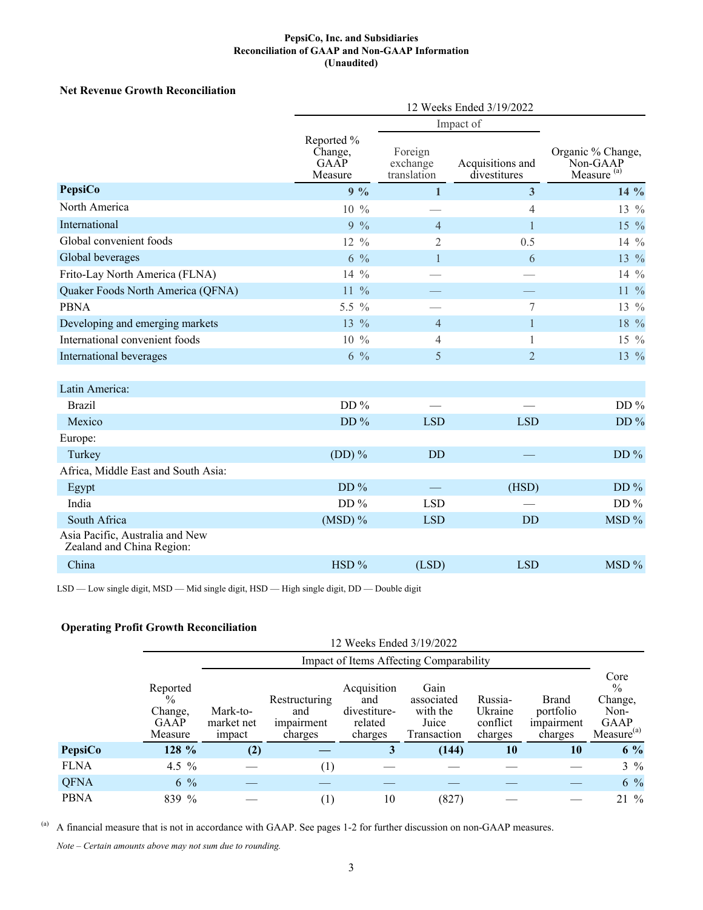**PepsiCo, Inc. and Subsidiaries**
**Reconciliation of GAAP and Non-GAAP Information**
**(Unaudited)**

### Net Revenue Growth Reconciliation

| | 12 Weeks Ended 3/19/2022 | | | |
|---|---|---|---|---|
| | | Impact of | | |
| | Reported % Change, GAAP Measure | Foreign exchange translation | Acquisitions and divestitures | Organic % Change, Non-GAAP Measure [(a)] |
| **PepsiCo** | **9 %** | **1** | **3** | **14 %** |
| North America | 10 % | — | 4 | 13 % |
| International | 9 % | 4 | 1 | 15 % |
| Global convenient foods | 12 % | 2 | 0.5 | 14 % |
| Global beverages | 6 % | 1 | 6 | 13 % |
| Frito-Lay North America (FLNA) | 14 % | — | — | 14 % |
| Quaker Foods North America (QFNA) | 11 % | — | — | 11 % |
| PBNA | 5.5 % | — | 7 | 13 % |
| Developing and emerging markets | 13 % | 4 | 1 | 18 % |
| International convenient foods | 10 % | 4 | 1 | 15 % |
| International beverages | 6 % | 5 | 2 | 13 % |
| | | | | |
| Latin America: | | | | |
| Brazil | DD % | — | — | DD % |
| Mexico | DD % | LSD | LSD | DD % |
| Europe: | | | | |
| Turkey | (DD) % | DD | — | DD % |
| Africa, Middle East and South Asia: | | | | |
| Egypt | DD % | — | (HSD) | DD % |
| India | DD % | LSD | — | DD % |
| South Africa | (MSD) % | LSD | DD | MSD % |
| Asia Pacific, Australia and New Zealand and China Region: | | | | |
| China | HSD % | (LSD) | LSD | MSD % |

LSD — Low single digit, MSD — Mid single digit, HSD — High single digit, DD — Double digit

### Operating Profit Growth Reconciliation

| | 12 Weeks Ended 3/19/2022 | | | | | | | |
|---|---|---|---|---|---|---|---|---|
| | | Impact of Items Affecting Comparability | | | | | | |
| | Reported % Change, GAAP Measure | Mark-to-market net impact | Restructuring and impairment charges | Acquisition and divestiture-related charges | Gain associated with the Juice Transaction | Russia-Ukraine conflict charges | Brand portfolio impairment charges | Core % Change, Non-GAAP Measure[(a)] |
| **PepsiCo** | **128 %** | **(2)** | **—** | **3** | **(144)** | **10** | **10** | **6 %** |
| FLNA | 4.5 % | — | (1) | — | — | — | — | 3 % |
| QFNA | 6 % | — | — | — | — | — | — | 6 % |
| PBNA | 839 % | — | (1) | 10 | (827) | — | — | 21 % |

(a) A financial measure that is not in accordance with GAAP. See pages 1-2 for further discussion on non-GAAP measures.

*Note – Certain amounts above may not sum due to rounding.*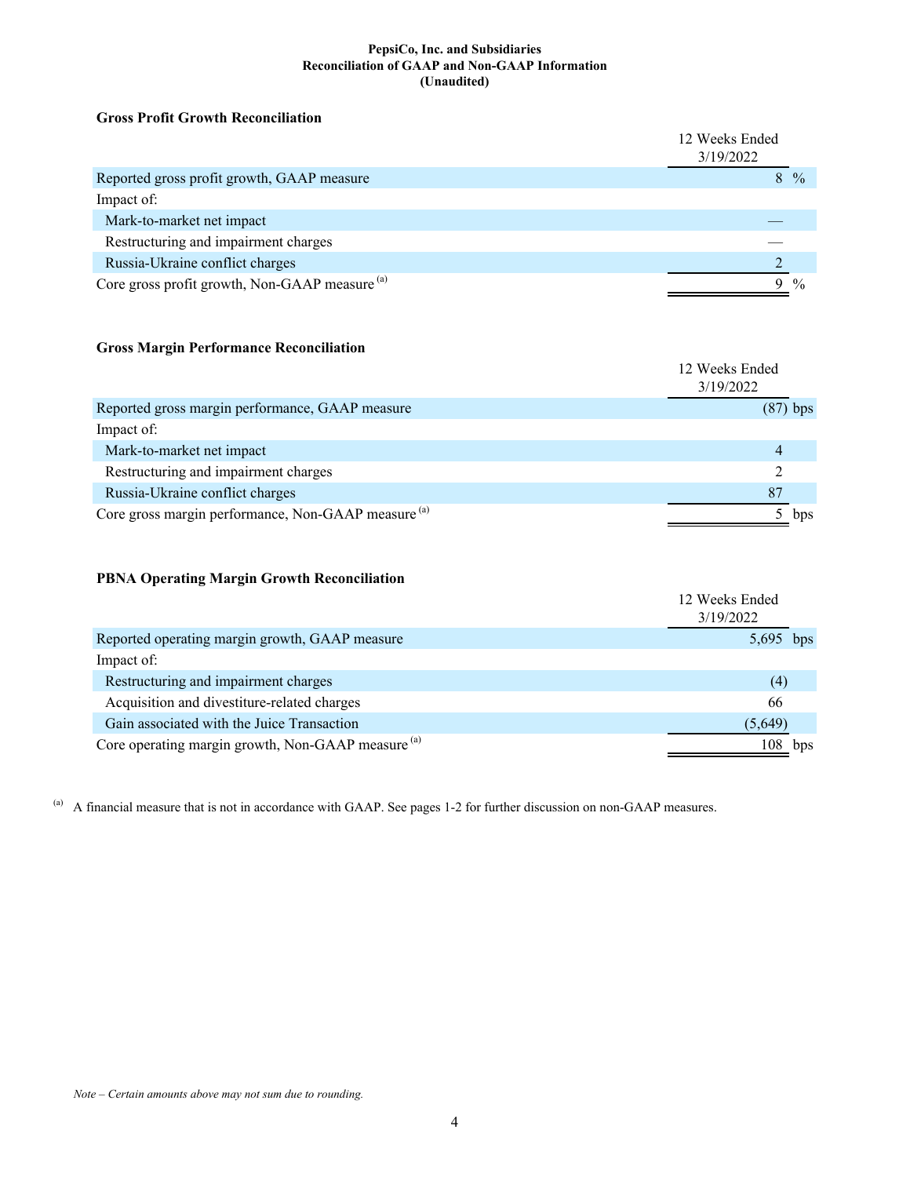**PepsiCo, Inc. and Subsidiaries**
**Reconciliation of GAAP and Non-GAAP Information**
**(Unaudited)**

### Gross Profit Growth Reconciliation

| | 12 Weeks Ended 3/19/2022 |
|---|---|
| Reported gross profit growth, GAAP measure | 8 % |
| Impact of: | |
| Mark-to-market net impact | — |
| Restructuring and impairment charges | — |
| Russia-Ukraine conflict charges | 2 |
| Core gross profit growth, Non-GAAP measure [(a)] | 9 % |

### Gross Margin Performance Reconciliation

| | 12 Weeks Ended 3/19/2022 |
|---|---|
| Reported gross margin performance, GAAP measure | (87) bps |
| Impact of: | |
| Mark-to-market net impact | 4 |
| Restructuring and impairment charges | 2 |
| Russia-Ukraine conflict charges | 87 |
| Core gross margin performance, Non-GAAP measure [(a)] | 5 bps |

### PBNA Operating Margin Growth Reconciliation

| | 12 Weeks Ended 3/19/2022 |
|---|---|
| Reported operating margin growth, GAAP measure | 5,695 bps |
| Impact of: | |
| Restructuring and impairment charges | (4) |
| Acquisition and divestiture-related charges | 66 |
| Gain associated with the Juice Transaction | (5,649) |
| Core operating margin growth, Non-GAAP measure [(a)] | 108 bps |

[(a)] A financial measure that is not in accordance with GAAP. See pages 1-2 for further discussion on non-GAAP measures.

*Note – Certain amounts above may not sum due to rounding.*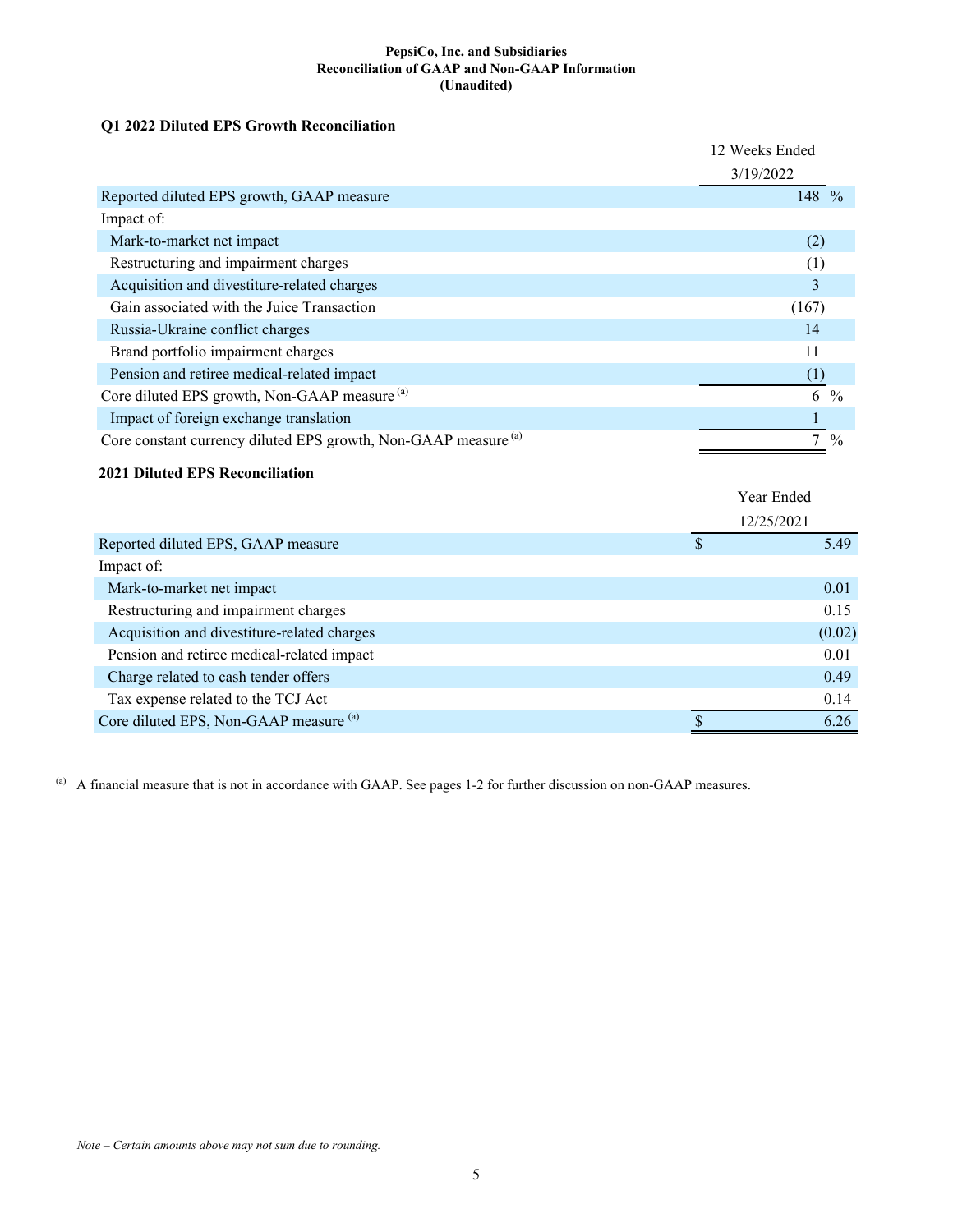**PepsiCo, Inc. and Subsidiaries**
**Reconciliation of GAAP and Non-GAAP Information**
**(Unaudited)**

### Q1 2022 Diluted EPS Growth Reconciliation

| | 12 Weeks Ended 3/19/2022 |
|---|---|
| Reported diluted EPS growth, GAAP measure | 148 % |
| Impact of: | |
| Mark-to-market net impact | (2) |
| Restructuring and impairment charges | (1) |
| Acquisition and divestiture-related charges | 3 |
| Gain associated with the Juice Transaction | (167) |
| Russia-Ukraine conflict charges | 14 |
| Brand portfolio impairment charges | 11 |
| Pension and retiree medical-related impact | (1) |
| Core diluted EPS growth, Non-GAAP measure [(a)] | 6 % |
| Impact of foreign exchange translation | 1 |
| Core constant currency diluted EPS growth, Non-GAAP measure [(a)] | 7 % |

### 2021 Diluted EPS Reconciliation

| | Year Ended 12/25/2021 |
|---|---|
| Reported diluted EPS, GAAP measure | $ 5.49 |
| Impact of: | |
| Mark-to-market net impact | 0.01 |
| Restructuring and impairment charges | 0.15 |
| Acquisition and divestiture-related charges | (0.02) |
| Pension and retiree medical-related impact | 0.01 |
| Charge related to cash tender offers | 0.49 |
| Tax expense related to the TCJ Act | 0.14 |
| Core diluted EPS, Non-GAAP measure [(a)] | $ 6.26 |

[(a)] A financial measure that is not in accordance with GAAP. See pages 1-2 for further discussion on non-GAAP measures.

*Note – Certain amounts above may not sum due to rounding.*